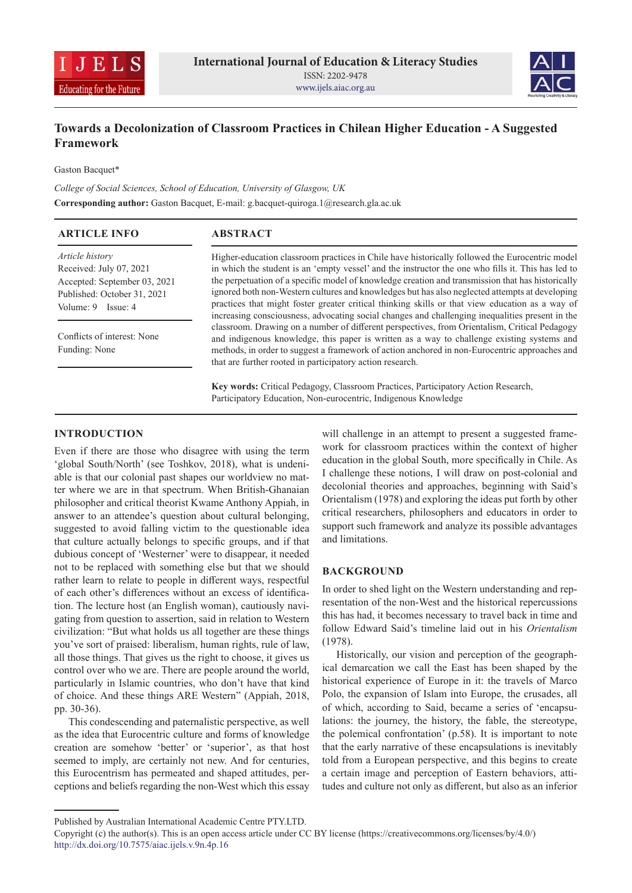# Towards a Decolonization of Classroom Practices in Chilean Higher Education - A Suggested Framework

Gaston Bacquet*

*College of Social Sciences, School of Education, University of Glasgow, UK*

**Corresponding author:** Gaston Bacquet, E-mail: g.bacquet-quiroga.1@research.gla.ac.uk

## ARTICLE INFO

*Article history*
Received: July 07, 2021
Accepted: September 03, 2021
Published: October 31, 2021
Volume: 9 Issue: 4

Conflicts of interest: None
Funding: None

## ABSTRACT

Higher-education classroom practices in Chile have historically followed the Eurocentric model in which the student is an 'empty vessel' and the instructor the one who fills it. This has led to the perpetuation of a specific model of knowledge creation and transmission that has historically ignored both non-Western cultures and knowledges but has also neglected attempts at developing practices that might foster greater critical thinking skills or that view education as a way of increasing consciousness, advocating social changes and challenging inequalities present in the classroom. Drawing on a number of different perspectives, from Orientalism, Critical Pedagogy and indigenous knowledge, this paper is written as a way to challenge existing systems and methods, in order to suggest a framework of action anchored in non-Eurocentric approaches and that are further rooted in participatory action research.

**Key words:** Critical Pedagogy, Classroom Practices, Participatory Action Research, Participatory Education, Non-eurocentric, Indigenous Knowledge

## INTRODUCTION

Even if there are those who disagree with using the term 'global South/North' (see Toshkov, 2018), what is undeniable is that our colonial past shapes our worldview no matter where we are in that spectrum. When British-Ghanaian philosopher and critical theorist Kwame Anthony Appiah, in answer to an attendee's question about cultural belonging, suggested to avoid falling victim to the questionable idea that culture actually belongs to specific groups, and if that dubious concept of 'Westerner' were to disappear, it needed not to be replaced with something else but that we should rather learn to relate to people in different ways, respectful of each other's differences without an excess of identification. The lecture host (an English woman), cautiously navigating from question to assertion, said in relation to Western civilization: "But what holds us all together are these things you've sort of praised: liberalism, human rights, rule of law, all those things. That gives us the right to choose, it gives us control over who we are. There are people around the world, particularly in Islamic countries, who don't have that kind of choice. And these things ARE Western" (Appiah, 2018, pp. 30-36).

This condescending and paternalistic perspective, as well as the idea that Eurocentric culture and forms of knowledge creation are somehow 'better' or 'superior', as that host seemed to imply, are certainly not new. And for centuries, this Eurocentrism has permeated and shaped attitudes, perceptions and beliefs regarding the non-West which this essay will challenge in an attempt to present a suggested framework for classroom practices within the context of higher education in the global South, more specifically in Chile. As I challenge these notions, I will draw on post-colonial and decolonial theories and approaches, beginning with Said's Orientalism (1978) and exploring the ideas put forth by other critical researchers, philosophers and educators in order to support such framework and analyze its possible advantages and limitations.

## BACKGROUND

In order to shed light on the Western understanding and representation of the non-West and the historical repercussions this has had, it becomes necessary to travel back in time and follow Edward Said's timeline laid out in his *Orientalism* (1978).

Historically, our vision and perception of the geographical demarcation we call the East has been shaped by the historical experience of Europe in it: the travels of Marco Polo, the expansion of Islam into Europe, the crusades, all of which, according to Said, became a series of 'encapsulations: the journey, the history, the fable, the stereotype, the polemical confrontation' (p.58). It is important to note that the early narrative of these encapsulations is inevitably told from a European perspective, and this begins to create a certain image and perception of Eastern behaviors, attitudes and culture not only as different, but also as an inferior

Published by Australian International Academic Centre PTY.LTD.
Copyright (c) the author(s). This is an open access article under CC BY license (https://creativecommons.org/licenses/by/4.0/)
http://dx.doi.org/10.7575/aiac.ijels.v.9n.4p.16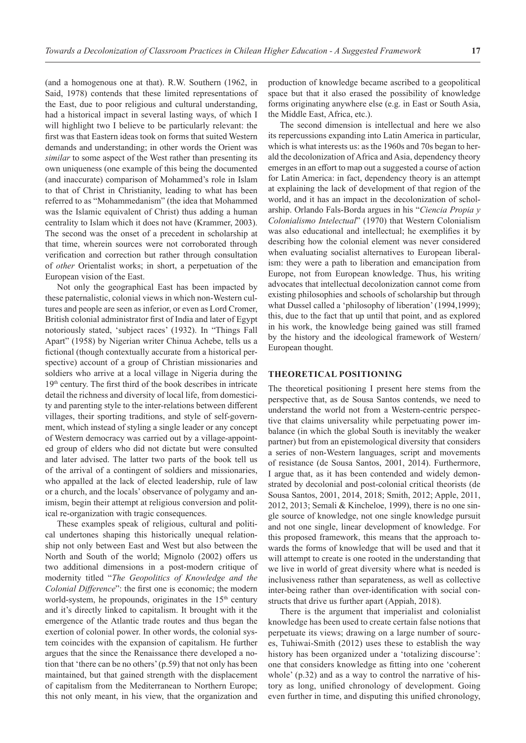(and a homogenous one at that). R.W. Southern (1962, in Said, 1978) contends that these limited representations of the East, due to poor religious and cultural understanding, had a historical impact in several lasting ways, of which I will highlight two I believe to be particularly relevant: the first was that Eastern ideas took on forms that suited Western demands and understanding; in other words the Orient was *similar* to some aspect of the West rather than presenting its own uniqueness (one example of this being the documented (and inaccurate) comparison of Mohammed's role in Islam to that of Christ in Christianity, leading to what has been referred to as "Mohammedanism" (the idea that Mohammed was the Islamic equivalent of Christ) thus adding a human centrality to Islam which it does not have (Krammer, 2003). The second was the onset of a precedent in scholarship at that time, wherein sources were not corroborated through verification and correction but rather through consultation of *other* Orientalist works; in short, a perpetuation of the European vision of the East.

Not only the geographical East has been impacted by these paternalistic, colonial views in which non-Western cultures and people are seen as inferior, or even as Lord Cromer, British colonial administrator first of India and later of Egypt notoriously stated, 'subject races' (1932). In "Things Fall Apart" (1958) by Nigerian writer Chinua Achebe, tells us a fictional (though contextually accurate from a historical perspective) account of a group of Christian missionaries and soldiers who arrive at a local village in Nigeria during the 19th century. The first third of the book describes in intricate detail the richness and diversity of local life, from domesticity and parenting style to the inter-relations between different villages, their sporting traditions, and style of self-government, which instead of styling a single leader or any concept of Western democracy was carried out by a village-appointed group of elders who did not dictate but were consulted and later advised. The latter two parts of the book tell us of the arrival of a contingent of soldiers and missionaries, who appalled at the lack of elected leadership, rule of law or a church, and the locals' observance of polygamy and animism, begin their attempt at religious conversion and political re-organization with tragic consequences.

These examples speak of religious, cultural and political undertones shaping this historically unequal relationship not only between East and West but also between the North and South of the world; Mignolo (2002) offers us two additional dimensions in a post-modern critique of modernity titled "*The Geopolitics of Knowledge and the Colonial Difference*": the first one is economic; the modern world-system, he propounds, originates in the 15th century and it's directly linked to capitalism. It brought with it the emergence of the Atlantic trade routes and thus began the exertion of colonial power. In other words, the colonial system coincides with the expansion of capitalism. He further argues that the since the Renaissance there developed a notion that 'there can be no others' (p.59) that not only has been maintained, but that gained strength with the displacement of capitalism from the Mediterranean to Northern Europe; this not only meant, in his view, that the organization and production of knowledge became ascribed to a geopolitical space but that it also erased the possibility of knowledge forms originating anywhere else (e.g. in East or South Asia, the Middle East, Africa, etc.).

The second dimension is intellectual and here we also its repercussions expanding into Latin America in particular, which is what interests us: as the 1960s and 70s began to herald the decolonization of Africa and Asia, dependency theory emerges in an effort to map out a suggested a course of action for Latin America: in fact, dependency theory is an attempt at explaining the lack of development of that region of the world, and it has an impact in the decolonization of scholarship. Orlando Fals-Borda argues in his "*Ciencia Propia y Colonialismo Intelectual*" (1970) that Western Colonialism was also educational and intellectual; he exemplifies it by describing how the colonial element was never considered when evaluating socialist alternatives to European liberalism: they were a path to liberation and emancipation from Europe, not from European knowledge. Thus, his writing advocates that intellectual decolonization cannot come from existing philosophies and schools of scholarship but through what Dussel called a 'philosophy of liberation' (1994,1999); this, due to the fact that up until that point, and as explored in his work, the knowledge being gained was still framed by the history and the ideological framework of Western/European thought.

## THEORETICAL POSITIONING

The theoretical positioning I present here stems from the perspective that, as de Sousa Santos contends, we need to understand the world not from a Western-centric perspective that claims universality while perpetuating power imbalance (in which the global South is inevitably the weaker partner) but from an epistemological diversity that considers a series of non-Western languages, script and movements of resistance (de Sousa Santos, 2001, 2014). Furthermore, I argue that, as it has been contended and widely demonstrated by decolonial and post-colonial critical theorists (de Sousa Santos, 2001, 2014, 2018; Smith, 2012; Apple, 2011, 2012, 2013; Semali & Kincheloe, 1999), there is no one single source of knowledge, not one single knowledge pursuit and not one single, linear development of knowledge. For this proposed framework, this means that the approach towards the forms of knowledge that will be used and that it will attempt to create is one rooted in the understanding that we live in world of great diversity where what is needed is inclusiveness rather than separateness, as well as collective inter-being rather than over-identification with social constructs that drive us further apart (Appiah, 2018).

There is the argument that imperialist and colonialist knowledge has been used to create certain false notions that perpetuate its views; drawing on a large number of sources, Tuhiwai-Smith (2012) uses these to establish the way history has been organized under a 'totalizing discourse': one that considers knowledge as fitting into one 'coherent whole' (p.32) and as a way to control the narrative of history as long, unified chronology of development. Going even further in time, and disputing this unified chronology,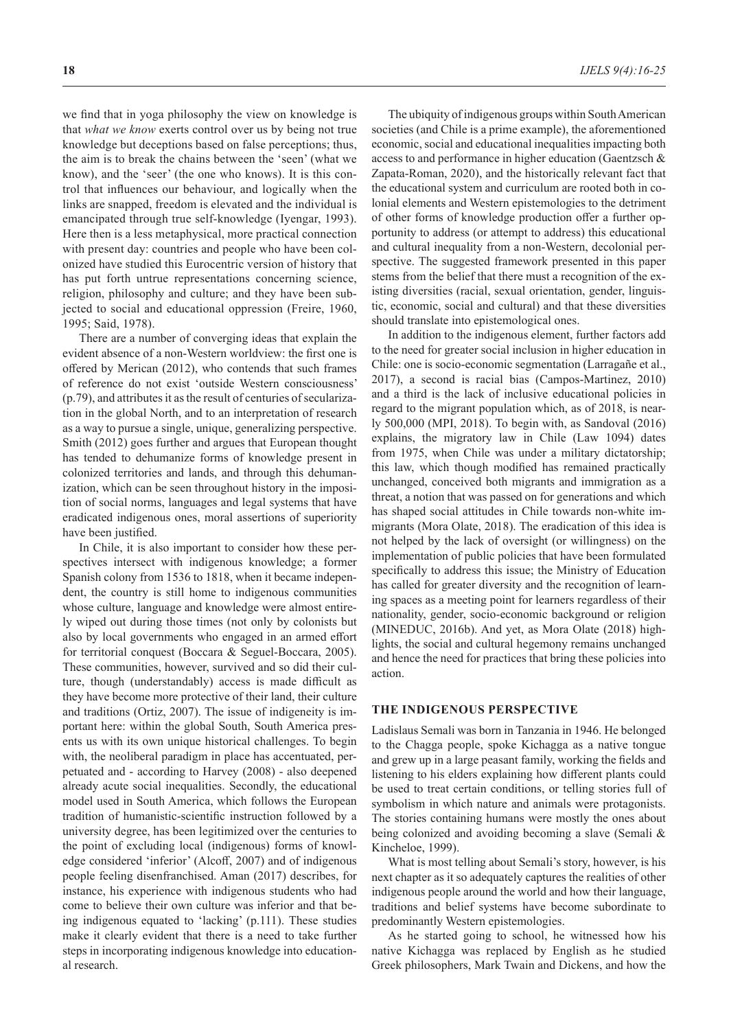we find that in yoga philosophy the view on knowledge is that *what we know* exerts control over us by being not true knowledge but deceptions based on false perceptions; thus, the aim is to break the chains between the 'seen' (what we know), and the 'seer' (the one who knows). It is this control that influences our behaviour, and logically when the links are snapped, freedom is elevated and the individual is emancipated through true self-knowledge (Iyengar, 1993). Here then is a less metaphysical, more practical connection with present day: countries and people who have been colonized have studied this Eurocentric version of history that has put forth untrue representations concerning science, religion, philosophy and culture; and they have been subjected to social and educational oppression (Freire, 1960, 1995; Said, 1978).

There are a number of converging ideas that explain the evident absence of a non-Western worldview: the first one is offered by Merican (2012), who contends that such frames of reference do not exist 'outside Western consciousness' (p.79), and attributes it as the result of centuries of secularization in the global North, and to an interpretation of research as a way to pursue a single, unique, generalizing perspective. Smith (2012) goes further and argues that European thought has tended to dehumanize forms of knowledge present in colonized territories and lands, and through this dehumanization, which can be seen throughout history in the imposition of social norms, languages and legal systems that have eradicated indigenous ones, moral assertions of superiority have been justified.

In Chile, it is also important to consider how these perspectives intersect with indigenous knowledge; a former Spanish colony from 1536 to 1818, when it became independent, the country is still home to indigenous communities whose culture, language and knowledge were almost entirely wiped out during those times (not only by colonists but also by local governments who engaged in an armed effort for territorial conquest (Boccara & Seguel-Boccara, 2005). These communities, however, survived and so did their culture, though (understandably) access is made difficult as they have become more protective of their land, their culture and traditions (Ortiz, 2007). The issue of indigeneity is important here: within the global South, South America presents us with its own unique historical challenges. To begin with, the neoliberal paradigm in place has accentuated, perpetuated and - according to Harvey (2008) - also deepened already acute social inequalities. Secondly, the educational model used in South America, which follows the European tradition of humanistic-scientific instruction followed by a university degree, has been legitimized over the centuries to the point of excluding local (indigenous) forms of knowledge considered 'inferior' (Alcoff, 2007) and of indigenous people feeling disenfranchised. Aman (2017) describes, for instance, his experience with indigenous students who had come to believe their own culture was inferior and that being indigenous equated to 'lacking' (p.111). These studies make it clearly evident that there is a need to take further steps in incorporating indigenous knowledge into educational research.

The ubiquity of indigenous groups within South American societies (and Chile is a prime example), the aforementioned economic, social and educational inequalities impacting both access to and performance in higher education (Gaentzsch & Zapata-Roman, 2020), and the historically relevant fact that the educational system and curriculum are rooted both in colonial elements and Western epistemologies to the detriment of other forms of knowledge production offer a further opportunity to address (or attempt to address) this educational and cultural inequality from a non-Western, decolonial perspective. The suggested framework presented in this paper stems from the belief that there must a recognition of the existing diversities (racial, sexual orientation, gender, linguistic, economic, social and cultural) and that these diversities should translate into epistemological ones.

In addition to the indigenous element, further factors add to the need for greater social inclusion in higher education in Chile: one is socio-economic segmentation (Larragañe et al., 2017), a second is racial bias (Campos-Martinez, 2010) and a third is the lack of inclusive educational policies in regard to the migrant population which, as of 2018, is nearly 500,000 (MPI, 2018). To begin with, as Sandoval (2016) explains, the migratory law in Chile (Law 1094) dates from 1975, when Chile was under a military dictatorship; this law, which though modified has remained practically unchanged, conceived both migrants and immigration as a threat, a notion that was passed on for generations and which has shaped social attitudes in Chile towards non-white immigrants (Mora Olate, 2018). The eradication of this idea is not helped by the lack of oversight (or willingness) on the implementation of public policies that have been formulated specifically to address this issue; the Ministry of Education has called for greater diversity and the recognition of learning spaces as a meeting point for learners regardless of their nationality, gender, socio-economic background or religion (MINEDUC, 2016b). And yet, as Mora Olate (2018) highlights, the social and cultural hegemony remains unchanged and hence the need for practices that bring these policies into action.

## THE INDIGENOUS PERSPECTIVE

Ladislaus Semali was born in Tanzania in 1946. He belonged to the Chagga people, spoke Kichagga as a native tongue and grew up in a large peasant family, working the fields and listening to his elders explaining how different plants could be used to treat certain conditions, or telling stories full of symbolism in which nature and animals were protagonists. The stories containing humans were mostly the ones about being colonized and avoiding becoming a slave (Semali & Kincheloe, 1999).

What is most telling about Semali's story, however, is his next chapter as it so adequately captures the realities of other indigenous people around the world and how their language, traditions and belief systems have become subordinate to predominantly Western epistemologies.

As he started going to school, he witnessed how his native Kichagga was replaced by English as he studied Greek philosophers, Mark Twain and Dickens, and how the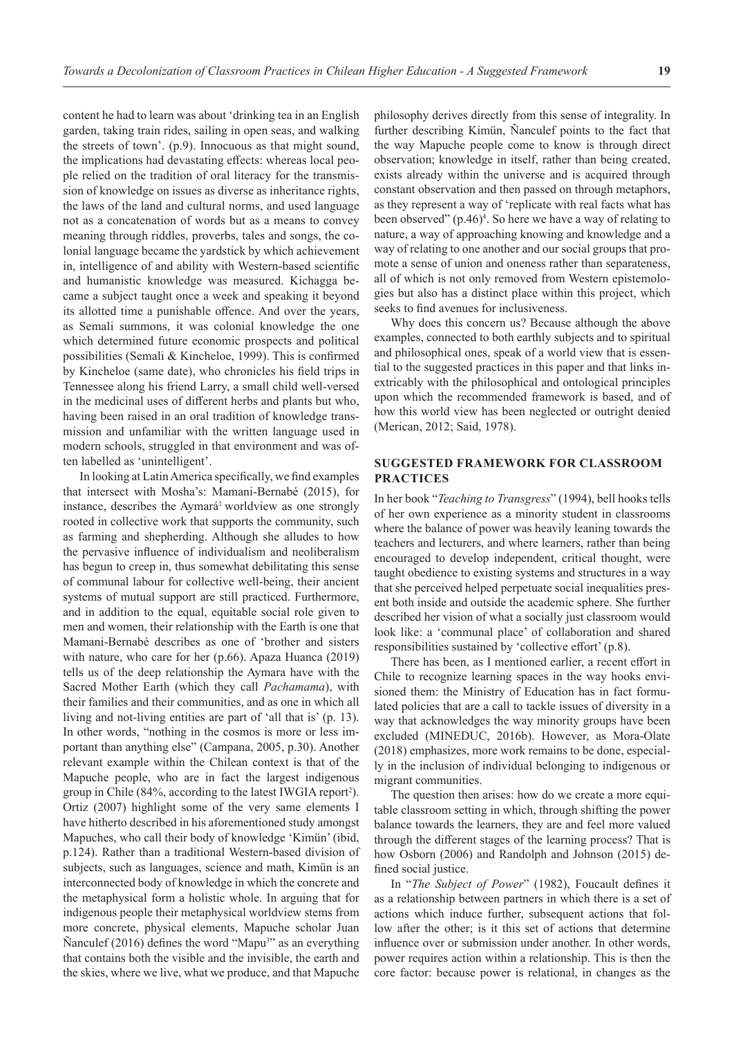content he had to learn was about 'drinking tea in an English garden, taking train rides, sailing in open seas, and walking the streets of town'. (p.9). Innocuous as that might sound, the implications had devastating effects: whereas local people relied on the tradition of oral literacy for the transmission of knowledge on issues as diverse as inheritance rights, the laws of the land and cultural norms, and used language not as a concatenation of words but as a means to convey meaning through riddles, proverbs, tales and songs, the colonial language became the yardstick by which achievement in, intelligence of and ability with Western-based scientific and humanistic knowledge was measured. Kichagga became a subject taught once a week and speaking it beyond its allotted time a punishable offence. And over the years, as Semali summons, it was colonial knowledge the one which determined future economic prospects and political possibilities (Semali & Kincheloe, 1999). This is confirmed by Kincheloe (same date), who chronicles his field trips in Tennessee along his friend Larry, a small child well-versed in the medicinal uses of different herbs and plants but who, having been raised in an oral tradition of knowledge transmission and unfamiliar with the written language used in modern schools, struggled in that environment and was often labelled as 'unintelligent'.

In looking at Latin America specifically, we find examples that intersect with Mosha's: Mamani-Bernabé (2015), for instance, describes the Aymará[1] worldview as one strongly rooted in collective work that supports the community, such as farming and shepherding. Although she alludes to how the pervasive influence of individualism and neoliberalism has begun to creep in, thus somewhat debilitating this sense of communal labour for collective well-being, their ancient systems of mutual support are still practiced. Furthermore, and in addition to the equal, equitable social role given to men and women, their relationship with the Earth is one that Mamani-Bernabé describes as one of 'brother and sisters with nature, who care for her (p.66). Apaza Huanca (2019) tells us of the deep relationship the Aymara have with the Sacred Mother Earth (which they call *Pachamama*), with their families and their communities, and as one in which all living and not-living entities are part of 'all that is' (p. 13). In other words, "nothing in the cosmos is more or less important than anything else" (Campana, 2005, p.30). Another relevant example within the Chilean context is that of the Mapuche people, who are in fact the largest indigenous group in Chile (84%, according to the latest IWGIA report[2]). Ortiz (2007) highlight some of the very same elements I have hitherto described in his aforementioned study amongst Mapuches, who call their body of knowledge 'Kimün' (ibid, p.124). Rather than a traditional Western-based division of subjects, such as languages, science and math, Kimün is an interconnected body of knowledge in which the concrete and the metaphysical form a holistic whole. In arguing that for indigenous people their metaphysical worldview stems from more concrete, physical elements, Mapuche scholar Juan Ñanculef (2016) defines the word "Mapu[3]" as an everything that contains both the visible and the invisible, the earth and the skies, where we live, what we produce, and that Mapuche philosophy derives directly from this sense of integrality. In further describing Kimün, Ñanculef points to the fact that the way Mapuche people come to know is through direct observation; knowledge in itself, rather than being created, exists already within the universe and is acquired through constant observation and then passed on through metaphors, as they represent a way of 'replicate with real facts what has been observed" (p.46)[4]. So here we have a way of relating to nature, a way of approaching knowing and knowledge and a way of relating to one another and our social groups that promote a sense of union and oneness rather than separateness, all of which is not only removed from Western epistemologies but also has a distinct place within this project, which seeks to find avenues for inclusiveness.

Why does this concern us? Because although the above examples, connected to both earthly subjects and to spiritual and philosophical ones, speak of a world view that is essential to the suggested practices in this paper and that links inextricably with the philosophical and ontological principles upon which the recommended framework is based, and of how this world view has been neglected or outright denied (Merican, 2012; Said, 1978).

## SUGGESTED FRAMEWORK FOR CLASSROOM PRACTICES

In her book "*Teaching to Transgress*" (1994), bell hooks tells of her own experience as a minority student in classrooms where the balance of power was heavily leaning towards the teachers and lecturers, and where learners, rather than being encouraged to develop independent, critical thought, were taught obedience to existing systems and structures in a way that she perceived helped perpetuate social inequalities present both inside and outside the academic sphere. She further described her vision of what a socially just classroom would look like: a 'communal place' of collaboration and shared responsibilities sustained by 'collective effort' (p.8).

There has been, as I mentioned earlier, a recent effort in Chile to recognize learning spaces in the way hooks envisioned them: the Ministry of Education has in fact formulated policies that are a call to tackle issues of diversity in a way that acknowledges the way minority groups have been excluded (MINEDUC, 2016b). However, as Mora-Olate (2018) emphasizes, more work remains to be done, especially in the inclusion of individual belonging to indigenous or migrant communities.

The question then arises: how do we create a more equitable classroom setting in which, through shifting the power balance towards the learners, they are and feel more valued through the different stages of the learning process? That is how Osborn (2006) and Randolph and Johnson (2015) defined social justice.

In "*The Subject of Power*" (1982), Foucault defines it as a relationship between partners in which there is a set of actions which induce further, subsequent actions that follow after the other; is it this set of actions that determine influence over or submission under another. In other words, power requires action within a relationship. This is then the core factor: because power is relational, in changes as the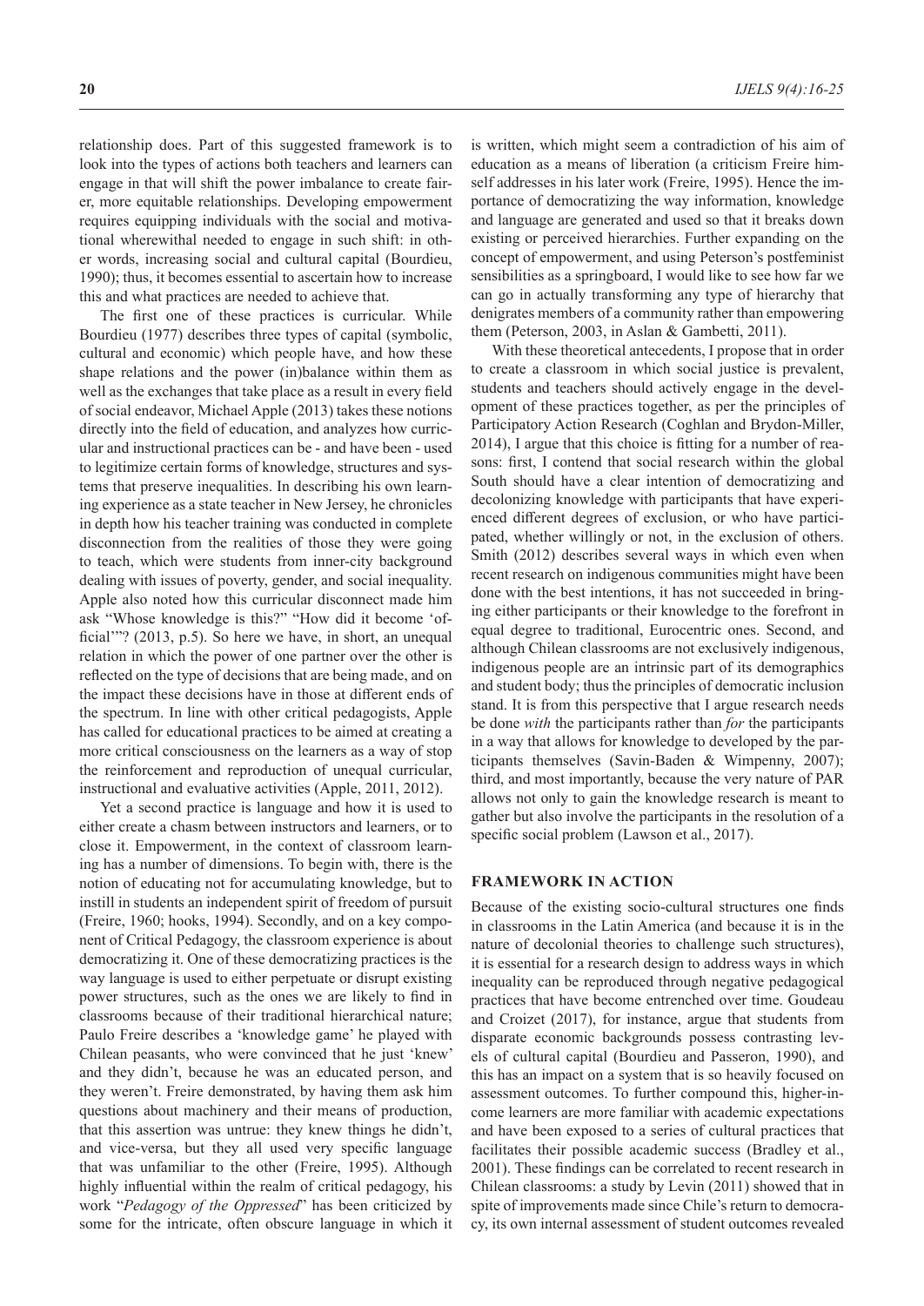relationship does. Part of this suggested framework is to look into the types of actions both teachers and learners can engage in that will shift the power imbalance to create fairer, more equitable relationships. Developing empowerment requires equipping individuals with the social and motivational wherewithal needed to engage in such shift: in other words, increasing social and cultural capital (Bourdieu, 1990); thus, it becomes essential to ascertain how to increase this and what practices are needed to achieve that.

The first one of these practices is curricular. While Bourdieu (1977) describes three types of capital (symbolic, cultural and economic) which people have, and how these shape relations and the power (in)balance within them as well as the exchanges that take place as a result in every field of social endeavor, Michael Apple (2013) takes these notions directly into the field of education, and analyzes how curricular and instructional practices can be - and have been - used to legitimize certain forms of knowledge, structures and systems that preserve inequalities. In describing his own learning experience as a state teacher in New Jersey, he chronicles in depth how his teacher training was conducted in complete disconnection from the realities of those they were going to teach, which were students from inner-city background dealing with issues of poverty, gender, and social inequality. Apple also noted how this curricular disconnect made him ask "Whose knowledge is this?" "How did it become 'official'"? (2013, p.5). So here we have, in short, an unequal relation in which the power of one partner over the other is reflected on the type of decisions that are being made, and on the impact these decisions have in those at different ends of the spectrum. In line with other critical pedagogists, Apple has called for educational practices to be aimed at creating a more critical consciousness on the learners as a way of stop the reinforcement and reproduction of unequal curricular, instructional and evaluative activities (Apple, 2011, 2012).

Yet a second practice is language and how it is used to either create a chasm between instructors and learners, or to close it. Empowerment, in the context of classroom learning has a number of dimensions. To begin with, there is the notion of educating not for accumulating knowledge, but to instill in students an independent spirit of freedom of pursuit (Freire, 1960; hooks, 1994). Secondly, and on a key component of Critical Pedagogy, the classroom experience is about democratizing it. One of these democratizing practices is the way language is used to either perpetuate or disrupt existing power structures, such as the ones we are likely to find in classrooms because of their traditional hierarchical nature; Paulo Freire describes a 'knowledge game' he played with Chilean peasants, who were convinced that he just 'knew' and they didn't, because he was an educated person, and they weren't. Freire demonstrated, by having them ask him questions about machinery and their means of production, that this assertion was untrue: they knew things he didn't, and vice-versa, but they all used very specific language that was unfamiliar to the other (Freire, 1995). Although highly influential within the realm of critical pedagogy, his work "*Pedagogy of the Oppressed*" has been criticized by some for the intricate, often obscure language in which it is written, which might seem a contradiction of his aim of education as a means of liberation (a criticism Freire himself addresses in his later work (Freire, 1995). Hence the importance of democratizing the way information, knowledge and language are generated and used so that it breaks down existing or perceived hierarchies. Further expanding on the concept of empowerment, and using Peterson's postfeminist sensibilities as a springboard, I would like to see how far we can go in actually transforming any type of hierarchy that denigrates members of a community rather than empowering them (Peterson, 2003, in Aslan & Gambetti, 2011).

With these theoretical antecedents, I propose that in order to create a classroom in which social justice is prevalent, students and teachers should actively engage in the development of these practices together, as per the principles of Participatory Action Research (Coghlan and Brydon-Miller, 2014), I argue that this choice is fitting for a number of reasons: first, I contend that social research within the global South should have a clear intention of democratizing and decolonizing knowledge with participants that have experienced different degrees of exclusion, or who have participated, whether willingly or not, in the exclusion of others. Smith (2012) describes several ways in which even when recent research on indigenous communities might have been done with the best intentions, it has not succeeded in bringing either participants or their knowledge to the forefront in equal degree to traditional, Eurocentric ones. Second, and although Chilean classrooms are not exclusively indigenous, indigenous people are an intrinsic part of its demographics and student body; thus the principles of democratic inclusion stand. It is from this perspective that I argue research needs be done *with* the participants rather than *for* the participants in a way that allows for knowledge to developed by the participants themselves (Savin-Baden & Wimpenny, 2007); third, and most importantly, because the very nature of PAR allows not only to gain the knowledge research is meant to gather but also involve the participants in the resolution of a specific social problem (Lawson et al., 2017).

## FRAMEWORK IN ACTION

Because of the existing socio-cultural structures one finds in classrooms in the Latin America (and because it is in the nature of decolonial theories to challenge such structures), it is essential for a research design to address ways in which inequality can be reproduced through negative pedagogical practices that have become entrenched over time. Goudeau and Croizet (2017), for instance, argue that students from disparate economic backgrounds possess contrasting levels of cultural capital (Bourdieu and Passeron, 1990), and this has an impact on a system that is so heavily focused on assessment outcomes. To further compound this, higher-income learners are more familiar with academic expectations and have been exposed to a series of cultural practices that facilitates their possible academic success (Bradley et al., 2001). These findings can be correlated to recent research in Chilean classrooms: a study by Levin (2011) showed that in spite of improvements made since Chile's return to democracy, its own internal assessment of student outcomes revealed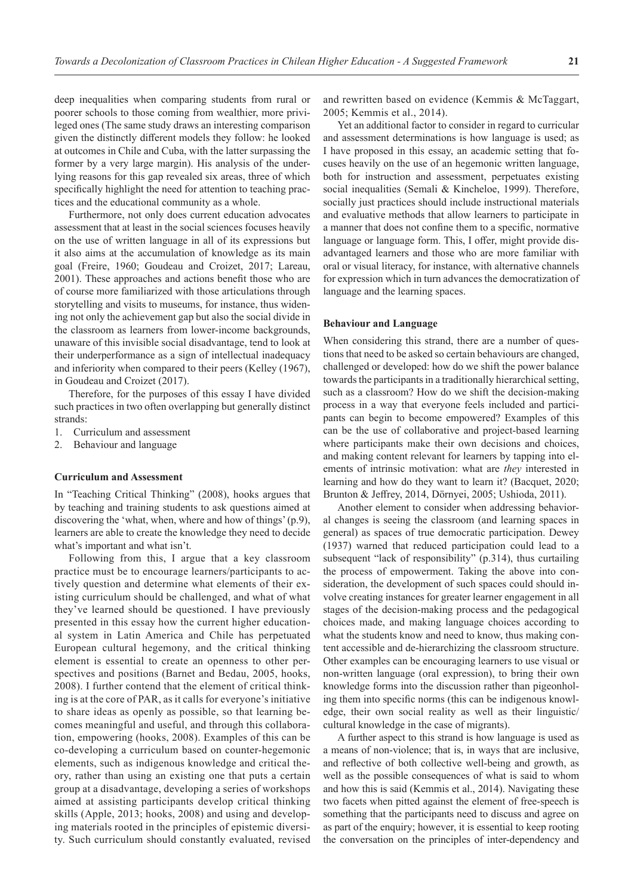deep inequalities when comparing students from rural or poorer schools to those coming from wealthier, more privileged ones (The same study draws an interesting comparison given the distinctly different models they follow: he looked at outcomes in Chile and Cuba, with the latter surpassing the former by a very large margin). His analysis of the underlying reasons for this gap revealed six areas, three of which specifically highlight the need for attention to teaching practices and the educational community as a whole.

Furthermore, not only does current education advocates assessment that at least in the social sciences focuses heavily on the use of written language in all of its expressions but it also aims at the accumulation of knowledge as its main goal (Freire, 1960; Goudeau and Croizet, 2017; Lareau, 2001). These approaches and actions benefit those who are of course more familiarized with those articulations through storytelling and visits to museums, for instance, thus widening not only the achievement gap but also the social divide in the classroom as learners from lower-income backgrounds, unaware of this invisible social disadvantage, tend to look at their underperformance as a sign of intellectual inadequacy and inferiority when compared to their peers (Kelley (1967), in Goudeau and Croizet (2017).

Therefore, for the purposes of this essay I have divided such practices in two often overlapping but generally distinct strands:

1. Curriculum and assessment
2. Behaviour and language

### Curriculum and Assessment

In "Teaching Critical Thinking" (2008), hooks argues that by teaching and training students to ask questions aimed at discovering the 'what, when, where and how of things' (p.9), learners are able to create the knowledge they need to decide what's important and what isn't.

Following from this, I argue that a key classroom practice must be to encourage learners/participants to actively question and determine what elements of their existing curriculum should be challenged, and what of what they've learned should be questioned. I have previously presented in this essay how the current higher educational system in Latin America and Chile has perpetuated European cultural hegemony, and the critical thinking element is essential to create an openness to other perspectives and positions (Barnet and Bedau, 2005, hooks, 2008). I further contend that the element of critical thinking is at the core of PAR, as it calls for everyone's initiative to share ideas as openly as possible, so that learning becomes meaningful and useful, and through this collaboration, empowering (hooks, 2008). Examples of this can be co-developing a curriculum based on counter-hegemonic elements, such as indigenous knowledge and critical theory, rather than using an existing one that puts a certain group at a disadvantage, developing a series of workshops aimed at assisting participants develop critical thinking skills (Apple, 2013; hooks, 2008) and using and developing materials rooted in the principles of epistemic diversity. Such curriculum should constantly evaluated, revised and rewritten based on evidence (Kemmis & McTaggart, 2005; Kemmis et al., 2014).

Yet an additional factor to consider in regard to curricular and assessment determinations is how language is used; as I have proposed in this essay, an academic setting that focuses heavily on the use of an hegemonic written language, both for instruction and assessment, perpetuates existing social inequalities (Semali & Kincheloe, 1999). Therefore, socially just practices should include instructional materials and evaluative methods that allow learners to participate in a manner that does not confine them to a specific, normative language or language form. This, I offer, might provide disadvantaged learners and those who are more familiar with oral or visual literacy, for instance, with alternative channels for expression which in turn advances the democratization of language and the learning spaces.

### Behaviour and Language

When considering this strand, there are a number of questions that need to be asked so certain behaviours are changed, challenged or developed: how do we shift the power balance towards the participants in a traditionally hierarchical setting, such as a classroom? How do we shift the decision-making process in a way that everyone feels included and participants can begin to become empowered? Examples of this can be the use of collaborative and project-based learning where participants make their own decisions and choices, and making content relevant for learners by tapping into elements of intrinsic motivation: what are *they* interested in learning and how do they want to learn it? (Bacquet, 2020; Brunton & Jeffrey, 2014, Dörnyei, 2005; Ushioda, 2011).

Another element to consider when addressing behavioral changes is seeing the classroom (and learning spaces in general) as spaces of true democratic participation. Dewey (1937) warned that reduced participation could lead to a subsequent "lack of responsibility" (p.314), thus curtailing the process of empowerment. Taking the above into consideration, the development of such spaces could should involve creating instances for greater learner engagement in all stages of the decision-making process and the pedagogical choices made, and making language choices according to what the students know and need to know, thus making content accessible and de-hierarchizing the classroom structure. Other examples can be encouraging learners to use visual or non-written language (oral expression), to bring their own knowledge forms into the discussion rather than pigeonholing them into specific norms (this can be indigenous knowledge, their own social reality as well as their linguistic/cultural knowledge in the case of migrants).

A further aspect to this strand is how language is used as a means of non-violence; that is, in ways that are inclusive, and reflective of both collective well-being and growth, as well as the possible consequences of what is said to whom and how this is said (Kemmis et al., 2014). Navigating these two facets when pitted against the element of free-speech is something that the participants need to discuss and agree on as part of the enquiry; however, it is essential to keep rooting the conversation on the principles of inter-dependency and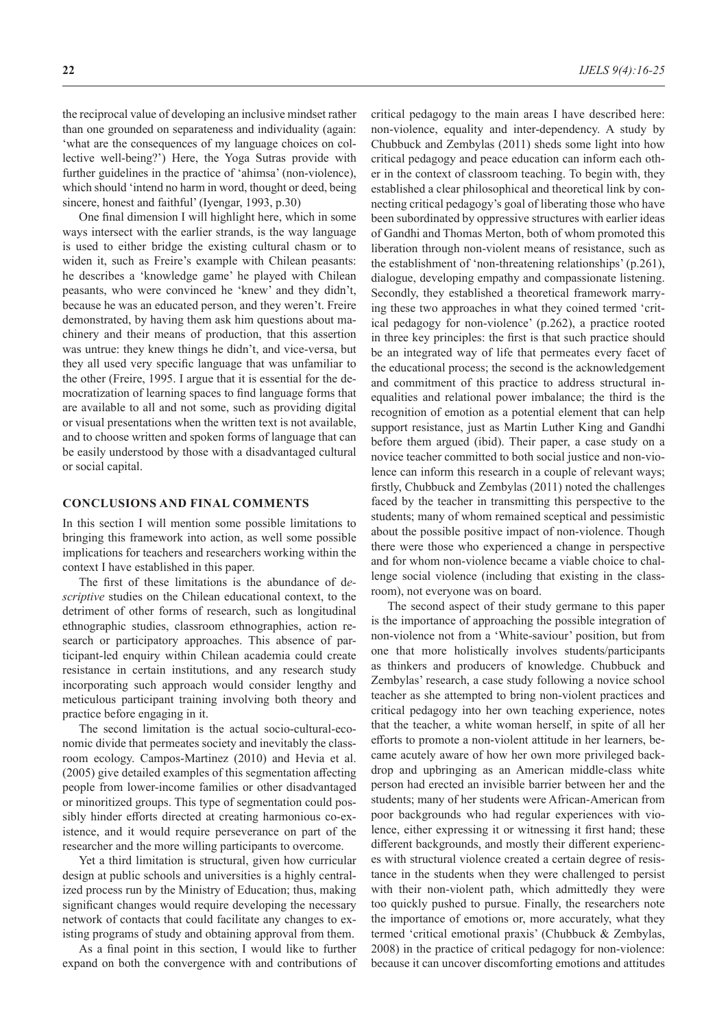the reciprocal value of developing an inclusive mindset rather than one grounded on separateness and individuality (again: 'what are the consequences of my language choices on collective well-being?') Here, the Yoga Sutras provide with further guidelines in the practice of 'ahimsa' (non-violence), which should 'intend no harm in word, thought or deed, being sincere, honest and faithful' (Iyengar, 1993, p.30)

One final dimension I will highlight here, which in some ways intersect with the earlier strands, is the way language is used to either bridge the existing cultural chasm or to widen it, such as Freire's example with Chilean peasants: he describes a 'knowledge game' he played with Chilean peasants, who were convinced he 'knew' and they didn't, because he was an educated person, and they weren't. Freire demonstrated, by having them ask him questions about machinery and their means of production, that this assertion was untrue: they knew things he didn't, and vice-versa, but they all used very specific language that was unfamiliar to the other (Freire, 1995. I argue that it is essential for the democratization of learning spaces to find language forms that are available to all and not some, such as providing digital or visual presentations when the written text is not available, and to choose written and spoken forms of language that can be easily understood by those with a disadvantaged cultural or social capital.

## CONCLUSIONS AND FINAL COMMENTS

In this section I will mention some possible limitations to bringing this framework into action, as well some possible implications for teachers and researchers working within the context I have established in this paper.

The first of these limitations is the abundance of d*escriptive* studies on the Chilean educational context, to the detriment of other forms of research, such as longitudinal ethnographic studies, classroom ethnographies, action research or participatory approaches. This absence of participant-led enquiry within Chilean academia could create resistance in certain institutions, and any research study incorporating such approach would consider lengthy and meticulous participant training involving both theory and practice before engaging in it.

The second limitation is the actual socio-cultural-economic divide that permeates society and inevitably the classroom ecology. Campos-Martinez (2010) and Hevia et al. (2005) give detailed examples of this segmentation affecting people from lower-income families or other disadvantaged or minoritized groups. This type of segmentation could possibly hinder efforts directed at creating harmonious co-existence, and it would require perseverance on part of the researcher and the more willing participants to overcome.

Yet a third limitation is structural, given how curricular design at public schools and universities is a highly centralized process run by the Ministry of Education; thus, making significant changes would require developing the necessary network of contacts that could facilitate any changes to existing programs of study and obtaining approval from them.

As a final point in this section, I would like to further expand on both the convergence with and contributions of critical pedagogy to the main areas I have described here: non-violence, equality and inter-dependency. A study by Chubbuck and Zembylas (2011) sheds some light into how critical pedagogy and peace education can inform each other in the context of classroom teaching. To begin with, they established a clear philosophical and theoretical link by connecting critical pedagogy's goal of liberating those who have been subordinated by oppressive structures with earlier ideas of Gandhi and Thomas Merton, both of whom promoted this liberation through non-violent means of resistance, such as the establishment of 'non-threatening relationships' (p.261), dialogue, developing empathy and compassionate listening. Secondly, they established a theoretical framework marrying these two approaches in what they coined termed 'critical pedagogy for non-violence' (p.262), a practice rooted in three key principles: the first is that such practice should be an integrated way of life that permeates every facet of the educational process; the second is the acknowledgement and commitment of this practice to address structural inequalities and relational power imbalance; the third is the recognition of emotion as a potential element that can help support resistance, just as Martin Luther King and Gandhi before them argued (ibid). Their paper, a case study on a novice teacher committed to both social justice and non-violence can inform this research in a couple of relevant ways; firstly, Chubbuck and Zembylas (2011) noted the challenges faced by the teacher in transmitting this perspective to the students; many of whom remained sceptical and pessimistic about the possible positive impact of non-violence. Though there were those who experienced a change in perspective and for whom non-violence became a viable choice to challenge social violence (including that existing in the classroom), not everyone was on board.

The second aspect of their study germane to this paper is the importance of approaching the possible integration of non-violence not from a 'White-saviour' position, but from one that more holistically involves students/participants as thinkers and producers of knowledge. Chubbuck and Zembylas' research, a case study following a novice school teacher as she attempted to bring non-violent practices and critical pedagogy into her own teaching experience, notes that the teacher, a white woman herself, in spite of all her efforts to promote a non-violent attitude in her learners, became acutely aware of how her own more privileged backdrop and upbringing as an American middle-class white person had erected an invisible barrier between her and the students; many of her students were African-American from poor backgrounds who had regular experiences with violence, either expressing it or witnessing it first hand; these different backgrounds, and mostly their different experiences with structural violence created a certain degree of resistance in the students when they were challenged to persist with their non-violent path, which admittedly they were too quickly pushed to pursue. Finally, the researchers note the importance of emotions or, more accurately, what they termed 'critical emotional praxis' (Chubbuck & Zembylas, 2008) in the practice of critical pedagogy for non-violence: because it can uncover discomforting emotions and attitudes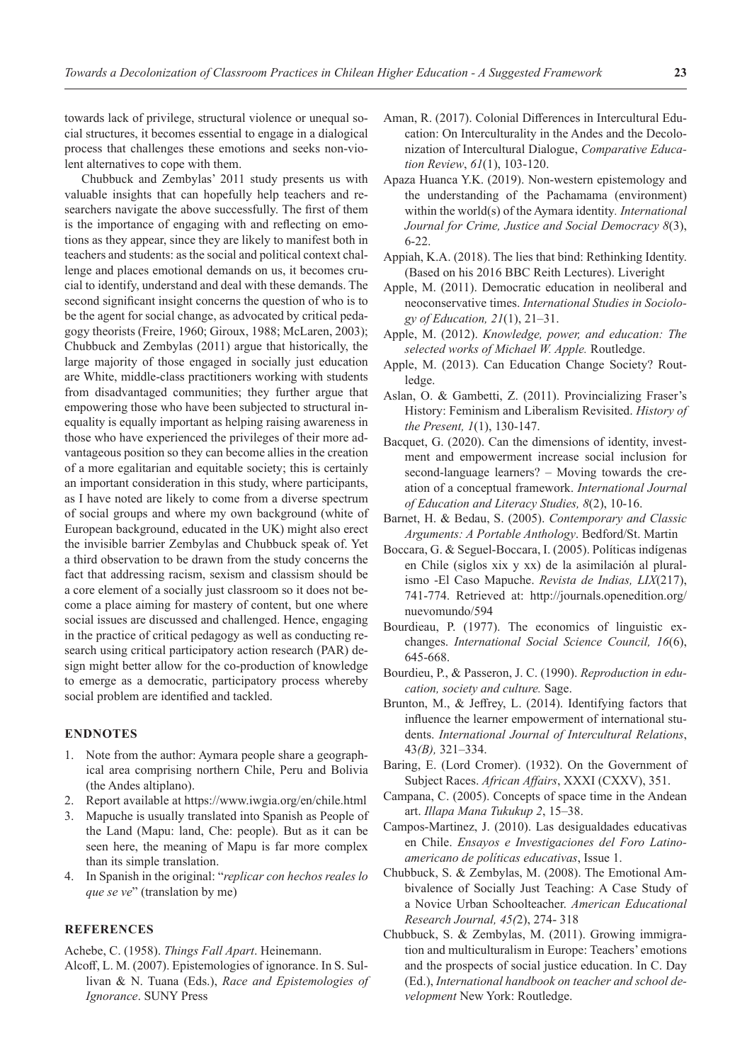towards lack of privilege, structural violence or unequal social structures, it becomes essential to engage in a dialogical process that challenges these emotions and seeks non-violent alternatives to cope with them.

Chubbuck and Zembylas' 2011 study presents us with valuable insights that can hopefully help teachers and researchers navigate the above successfully. The first of them is the importance of engaging with and reflecting on emotions as they appear, since they are likely to manifest both in teachers and students: as the social and political context challenge and places emotional demands on us, it becomes crucial to identify, understand and deal with these demands. The second significant insight concerns the question of who is to be the agent for social change, as advocated by critical pedagogy theorists (Freire, 1960; Giroux, 1988; McLaren, 2003); Chubbuck and Zembylas (2011) argue that historically, the large majority of those engaged in socially just education are White, middle-class practitioners working with students from disadvantaged communities; they further argue that empowering those who have been subjected to structural inequality is equally important as helping raising awareness in those who have experienced the privileges of their more advantageous position so they can become allies in the creation of a more egalitarian and equitable society; this is certainly an important consideration in this study, where participants, as I have noted are likely to come from a diverse spectrum of social groups and where my own background (white of European background, educated in the UK) might also erect the invisible barrier Zembylas and Chubbuck speak of. Yet a third observation to be drawn from the study concerns the fact that addressing racism, sexism and classism should be a core element of a socially just classroom so it does not become a place aiming for mastery of content, but one where social issues are discussed and challenged. Hence, engaging in the practice of critical pedagogy as well as conducting research using critical participatory action research (PAR) design might better allow for the co-production of knowledge to emerge as a democratic, participatory process whereby social problem are identified and tackled.

## ENDNOTES

1. Note from the author: Aymara people share a geographical area comprising northern Chile, Peru and Bolivia (the Andes altiplano).
2. Report available at https://www.iwgia.org/en/chile.html
3. Mapuche is usually translated into Spanish as People of the Land (Mapu: land, Che: people). But as it can be seen here, the meaning of Mapu is far more complex than its simple translation.
4. In Spanish in the original: "*replicar con hechos reales lo que se ve*" (translation by me)

## REFERENCES

Achebe, C. (1958). *Things Fall Apart*. Heinemann.

Alcoff, L. M. (2007). Epistemologies of ignorance. In S. Sullivan & N. Tuana (Eds.), *Race and Epistemologies of Ignorance*. SUNY Press

Aman, R. (2017). Colonial Differences in Intercultural Education: On Interculturality in the Andes and the Decolonization of Intercultural Dialogue, *Comparative Education Review*, *61*(1), 103-120.

Apaza Huanca Y.K. (2019). Non-western epistemology and the understanding of the Pachamama (environment) within the world(s) of the Aymara identity. *International Journal for Crime, Justice and Social Democracy 8*(3), 6-22.

Appiah, K.A. (2018). The lies that bind: Rethinking Identity. (Based on his 2016 BBC Reith Lectures). Liveright

Apple, M. (2011). Democratic education in neoliberal and neoconservative times. *International Studies in Sociology of Education, 21*(1), 21–31.

Apple, M. (2012). *Knowledge, power, and education: The selected works of Michael W. Apple.* Routledge.

Apple, M. (2013). Can Education Change Society? Routledge.

Aslan, O. & Gambetti, Z. (2011). Provincializing Fraser's History: Feminism and Liberalism Revisited. *History of the Present, 1*(1), 130-147.

Bacquet, G. (2020). Can the dimensions of identity, investment and empowerment increase social inclusion for second-language learners? – Moving towards the creation of a conceptual framework. *International Journal of Education and Literacy Studies, 8*(2), 10-16.

Barnet, H. & Bedau, S. (2005). *Contemporary and Classic Arguments: A Portable Anthology*. Bedford/St. Martin

Boccara, G. & Seguel-Boccara, I. (2005). Políticas indígenas en Chile (siglos xix y xx) de la asimilación al pluralismo -El Caso Mapuche. *Revista de Indias, LIX*(217), 741-774. Retrieved at: http://journals.openedition.org/nuevomundo/594

Bourdieau, P. (1977). The economics of linguistic exchanges. *International Social Science Council, 16*(6), 645-668.

Bourdieu, P., & Passeron, J. C. (1990). *Reproduction in education, society and culture.* Sage.

Brunton, M., & Jeffrey, L. (2014). Identifying factors that influence the learner empowerment of international students. *International Journal of Intercultural Relations*, 43*(B),* 321–334.

Baring, E. (Lord Cromer). (1932). On the Government of Subject Races. *African Affairs*, XXXI (CXXV), 351.

Campana, C. (2005). Concepts of space time in the Andean art. *Illapa Mana Tukukup 2*, 15–38.

Campos-Martinez, J. (2010). Las desigualdades educativas en Chile. *Ensayos e Investigaciones del Foro Latinoamericano de políticas educativas*, Issue 1.

Chubbuck, S. & Zembylas, M. (2008). The Emotional Ambivalence of Socially Just Teaching: A Case Study of a Novice Urban Schoolteacher. *American Educational Research Journal, 45(*2), 274- 318

Chubbuck, S. & Zembylas, M. (2011). Growing immigration and multiculturalism in Europe: Teachers' emotions and the prospects of social justice education. In C. Day (Ed.), *International handbook on teacher and school development* New York: Routledge.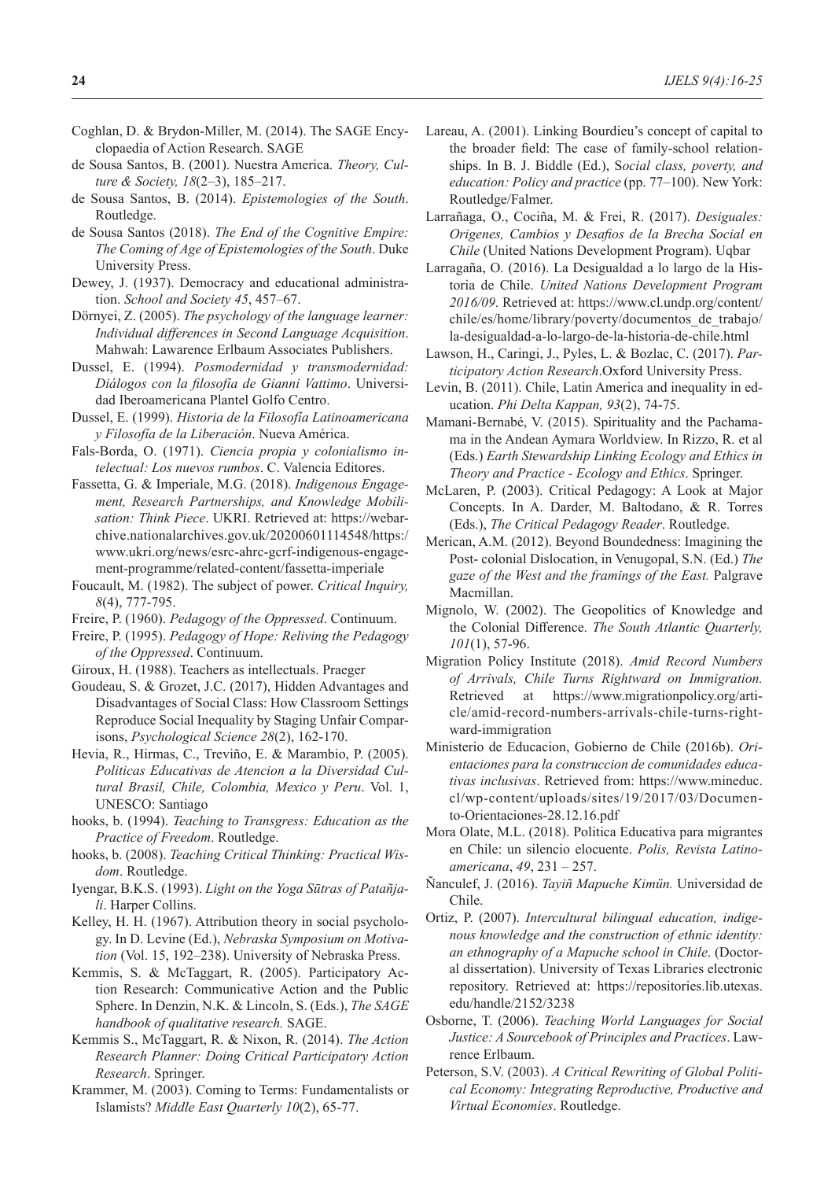Coghlan, D. & Brydon-Miller, M. (2014). The SAGE Encyclopaedia of Action Research. SAGE

de Sousa Santos, B. (2001). Nuestra America. *Theory, Culture & Society, 18*(2–3), 185–217.

de Sousa Santos, B. (2014). *Epistemologies of the South*. Routledge.

de Sousa Santos (2018). *The End of the Cognitive Empire: The Coming of Age of Epistemologies of the South*. Duke University Press.

Dewey, J. (1937). Democracy and educational administration. *School and Society 45*, 457–67.

Dörnyei, Z. (2005). *The psychology of the language learner: Individual differences in Second Language Acquisition*. Mahwah: Lawarence Erlbaum Associates Publishers.

Dussel, E. (1994). *Posmodernidad y transmodernidad: Diálogos con la filosofía de Gianni Vattimo*. Universidad Iberoamericana Plantel Golfo Centro.

Dussel, E. (1999). *Historia de la Filosofía Latinoamericana y Filosofía de la Liberación*. Nueva América.

Fals-Borda, O. (1971). *Ciencia propia y colonialismo intelectual: Los nuevos rumbos*. C. Valencia Editores.

Fassetta, G. & Imperiale, M.G. (2018). *Indigenous Engagement, Research Partnerships, and Knowledge Mobilisation: Think Piece*. UKRI. Retrieved at: https://webarchive.nationalarchives.gov.uk/20200601114548/https:/www.ukri.org/news/esrc-ahrc-gcrf-indigenous-engagement-programme/related-content/fassetta-imperiale

Foucault, M. (1982). The subject of power. *Critical Inquiry, 8*(4), 777-795.

Freire, P. (1960). *Pedagogy of the Oppressed*. Continuum.

Freire, P. (1995). *Pedagogy of Hope: Reliving the Pedagogy of the Oppressed*. Continuum.

Giroux, H. (1988). Teachers as intellectuals. Praeger

Goudeau, S. & Grozet, J.C. (2017), Hidden Advantages and Disadvantages of Social Class: How Classroom Settings Reproduce Social Inequality by Staging Unfair Comparisons, *Psychological Science 28*(2), 162-170.

Hevia, R., Hirmas, C., Treviño, E. & Marambio, P. (2005). *Politicas Educativas de Atencion a la Diversidad Cultural Brasil, Chile, Colombia, Mexico y Peru*. Vol. 1, UNESCO: Santiago

hooks, b. (1994). *Teaching to Transgress: Education as the Practice of Freedom*. Routledge.

hooks, b. (2008). *Teaching Critical Thinking: Practical Wisdom*. Routledge.

Iyengar, B.K.S. (1993). *Light on the Yoga Sūtras of Patañjali*. Harper Collins.

Kelley, H. H. (1967). Attribution theory in social psychology. In D. Levine (Ed.), *Nebraska Symposium on Motivation* (Vol. 15, 192–238). University of Nebraska Press.

Kemmis, S. & McTaggart, R. (2005). Participatory Action Research: Communicative Action and the Public Sphere. In Denzin, N.K. & Lincoln, S. (Eds.), *The SAGE handbook of qualitative research.* SAGE.

Kemmis S., McTaggart, R. & Nixon, R. (2014). *The Action Research Planner: Doing Critical Participatory Action Research*. Springer.

Krammer, M. (2003). Coming to Terms: Fundamentalists or Islamists? *Middle East Quarterly 10*(2), 65-77.

Lareau, A. (2001). Linking Bourdieu's concept of capital to the broader field: The case of family-school relationships. In B. J. Biddle (Ed.), S*ocial class, poverty, and education: Policy and practice* (pp. 77–100). New York: Routledge/Falmer.

Larrañaga, O., Ciciña, M. & Frei, R. (2017). *Desiguales: Origenes, Cambios y Desafios de la Brecha Social en Chile* (United Nations Development Program). Uqbar

Larragaña, O. (2016). La Desigualdad a lo largo de la Historia de Chile. *United Nations Development Program 2016/09*. Retrieved at: https://www.cl.undp.org/content/chile/es/home/library/poverty/documentos_de_trabajo/la-desigualdad-a-lo-largo-de-la-historia-de-chile.html

Lawson, H., Caringi, J., Pyles, L. & Bozlac, C. (2017). *Participatory Action Research*.Oxford University Press.

Levin, B. (2011). Chile, Latin America and inequality in education. *Phi Delta Kappan, 93*(2), 74-75.

Mamani-Bernabé, V. (2015). Spirituality and the Pachamama in the Andean Aymara Worldview. In Rizzo, R. et al (Eds.) *Earth Stewardship Linking Ecology and Ethics in Theory and Practice - Ecology and Ethics*. Springer.

McLaren, P. (2003). Critical Pedagogy: A Look at Major Concepts. In A. Darder, M. Baltodano, & R. Torres (Eds.), *The Critical Pedagogy Reader*. Routledge.

Merican, A.M. (2012). Beyond Boundedness: Imagining the Post- colonial Dislocation, in Venugopal, S.N. (Ed.) *The gaze of the West and the framings of the East.* Palgrave Macmillan.

Mignolo, W. (2002). The Geopolitics of Knowledge and the Colonial Difference. *The South Atlantic Quarterly, 101*(1), 57-96.

Migration Policy Institute (2018). *Amid Record Numbers of Arrivals, Chile Turns Rightward on Immigration.* Retrieved at https://www.migrationpolicy.org/article/amid-record-numbers-arrivals-chile-turns-rightward-immigration

Ministerio de Educacion, Gobierno de Chile (2016b). *Orientaciones para la construccion de comunidades educativas inclusivas*. Retrieved from: https://www.mineduc.cl/wp-content/uploads/sites/19/2017/03/Documento-Orientaciones-28.12.16.pdf

Mora Olate, M.L. (2018). Politica Educativa para migrantes en Chile: un silencio elocuente. *Polis, Revista Latinoamericana*, *49*, 231 – 257.

Ñanculef, J. (2016). *Tayiñ Mapuche Kimün.* Universidad de Chile.

Ortiz, P. (2007). *Intercultural bilingual education, indigenous knowledge and the construction of ethnic identity: an ethnography of a Mapuche school in Chile*. (Doctoral dissertation). University of Texas Libraries electronic repository. Retrieved at: https://repositories.lib.utexas.edu/handle/2152/3238

Osborne, T. (2006). *Teaching World Languages for Social Justice: A Sourcebook of Principles and Practices*. Lawrence Erlbaum.

Peterson, S.V. (2003). *A Critical Rewriting of Global Political Economy: Integrating Reproductive, Productive and Virtual Economies*. Routledge.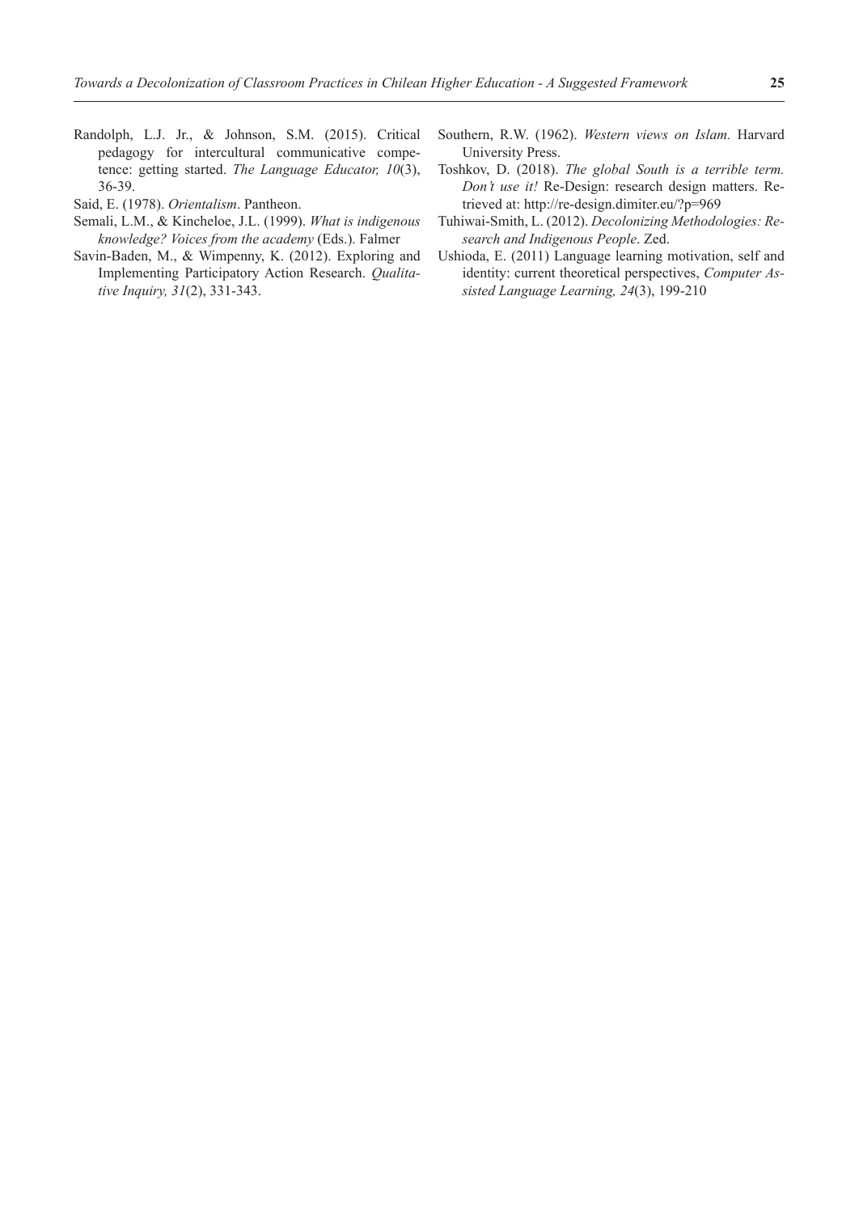Randolph, L.J. Jr., & Johnson, S.M. (2015). Critical pedagogy for intercultural communicative competence: getting started. *The Language Educator, 10*(3), 36-39.

Said, E. (1978). *Orientalism*. Pantheon.

Semali, L.M., & Kincheloe, J.L. (1999). *What is indigenous knowledge? Voices from the academy* (Eds.). Falmer

Savin-Baden, M., & Wimpenny, K. (2012). Exploring and Implementing Participatory Action Research. *Qualitative Inquiry, 31*(2), 331-343.

Southern, R.W. (1962). *Western views on Islam.* Harvard University Press.

Toshkov, D. (2018). *The global South is a terrible term. Don't use it!* Re-Design: research design matters. Retrieved at: http://re-design.dimiter.eu/?p=969

Tuhiwai-Smith, L. (2012). *Decolonizing Methodologies: Research and Indigenous People*. Zed.

Ushioda, E. (2011) Language learning motivation, self and identity: current theoretical perspectives, *Computer Assisted Language Learning, 24*(3), 199-210